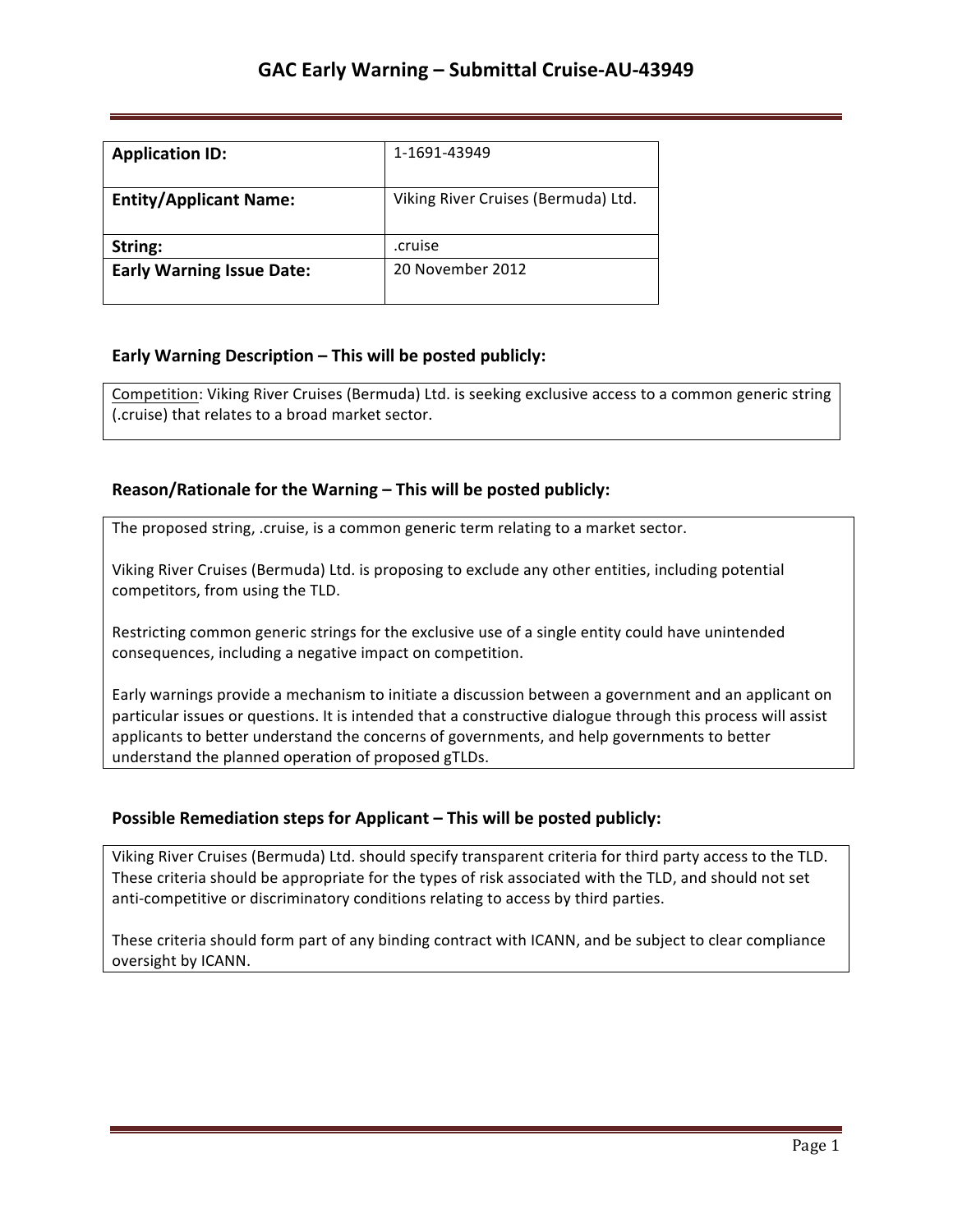# GAC Early Warning – Submittal Cruise-AU-43949

| | |
|---|---|
| **Application ID:** | 1-1691-43949 |
| **Entity/Applicant Name:** | Viking River Cruises (Bermuda) Ltd. |
| **String:** | .cruise |
| **Early Warning Issue Date:** | 20 November 2012 |

### Early Warning Description – This will be posted publicly:

Competition: Viking River Cruises (Bermuda) Ltd. is seeking exclusive access to a common generic string (.cruise) that relates to a broad market sector.

### Reason/Rationale for the Warning – This will be posted publicly:

The proposed string, .cruise, is a common generic term relating to a market sector.

Viking River Cruises (Bermuda) Ltd. is proposing to exclude any other entities, including potential competitors, from using the TLD.

Restricting common generic strings for the exclusive use of a single entity could have unintended consequences, including a negative impact on competition.

Early warnings provide a mechanism to initiate a discussion between a government and an applicant on particular issues or questions. It is intended that a constructive dialogue through this process will assist applicants to better understand the concerns of governments, and help governments to better understand the planned operation of proposed gTLDs.

### Possible Remediation steps for Applicant – This will be posted publicly:

Viking River Cruises (Bermuda) Ltd. should specify transparent criteria for third party access to the TLD. These criteria should be appropriate for the types of risk associated with the TLD, and should not set anti-competitive or discriminatory conditions relating to access by third parties.

These criteria should form part of any binding contract with ICANN, and be subject to clear compliance oversight by ICANN.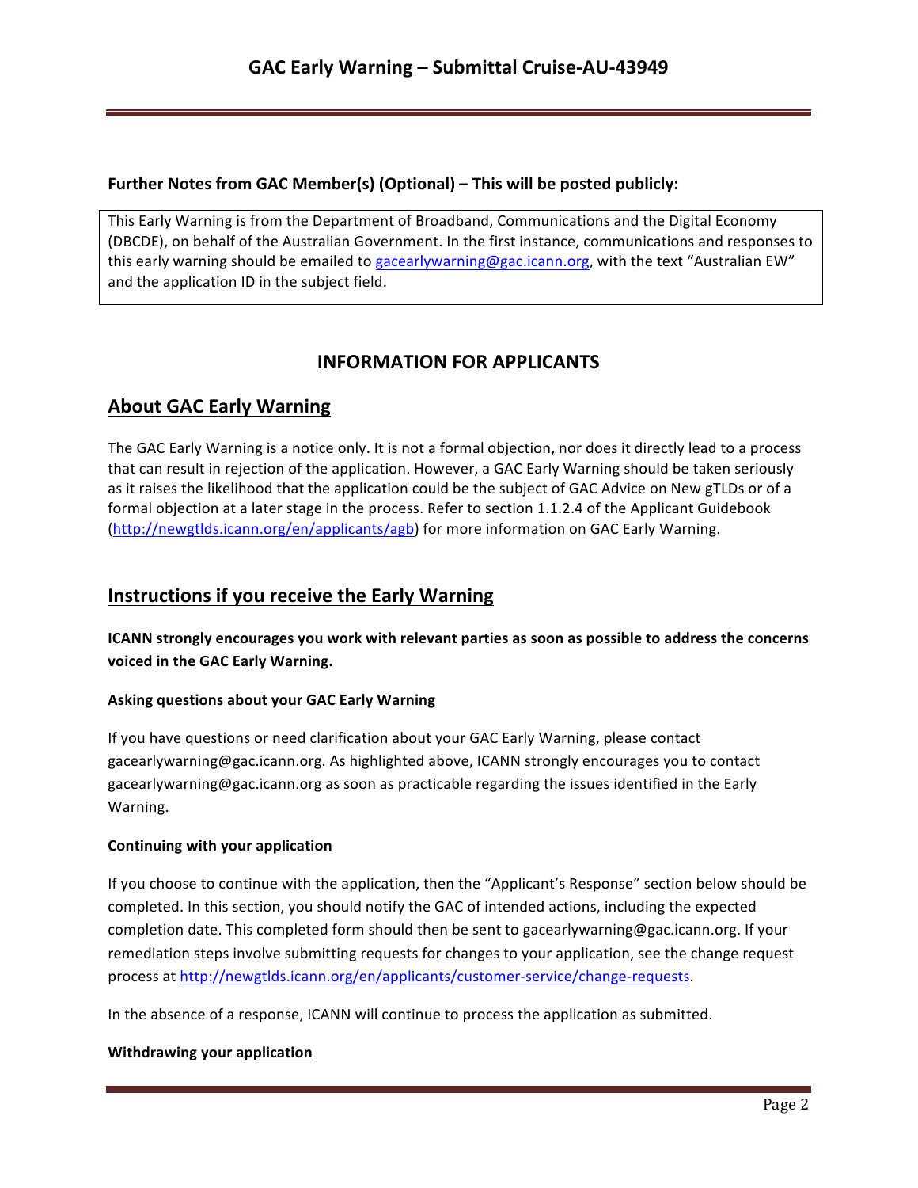**Further Notes from GAC Member(s) (Optional) – This will be posted publicly:**

This Early Warning is from the Department of Broadband, Communications and the Digital Economy (DBCDE), on behalf of the Australian Government. In the first instance, communications and responses to this early warning should be emailed to gacearlywarning@gac.icann.org, with the text "Australian EW" and the application ID in the subject field.

## INFORMATION FOR APPLICANTS

## About GAC Early Warning

The GAC Early Warning is a notice only. It is not a formal objection, nor does it directly lead to a process that can result in rejection of the application. However, a GAC Early Warning should be taken seriously as it raises the likelihood that the application could be the subject of GAC Advice on New gTLDs or of a formal objection at a later stage in the process. Refer to section 1.1.2.4 of the Applicant Guidebook (http://newgtlds.icann.org/en/applicants/agb) for more information on GAC Early Warning.

## Instructions if you receive the Early Warning

**ICANN strongly encourages you work with relevant parties as soon as possible to address the concerns voiced in the GAC Early Warning.**

### Asking questions about your GAC Early Warning

If you have questions or need clarification about your GAC Early Warning, please contact gacearlywarning@gac.icann.org. As highlighted above, ICANN strongly encourages you to contact gacearlywarning@gac.icann.org as soon as practicable regarding the issues identified in the Early Warning.

### Continuing with your application

If you choose to continue with the application, then the "Applicant's Response" section below should be completed. In this section, you should notify the GAC of intended actions, including the expected completion date. This completed form should then be sent to gacearlywarning@gac.icann.org. If your remediation steps involve submitting requests for changes to your application, see the change request process at http://newgtlds.icann.org/en/applicants/customer-service/change-requests.

In the absence of a response, ICANN will continue to process the application as submitted.

### Withdrawing your application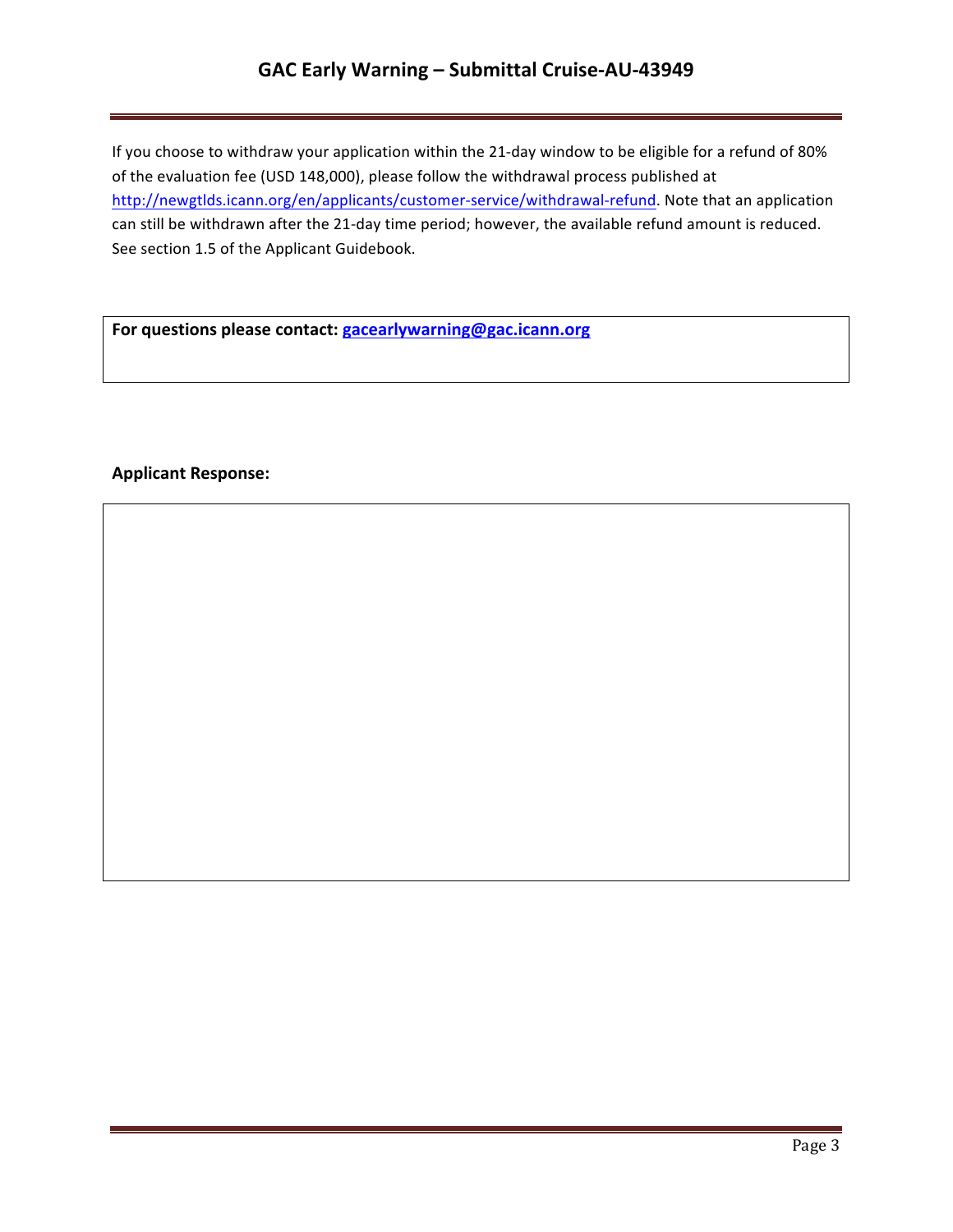If you choose to withdraw your application within the 21-day window to be eligible for a refund of 80% of the evaluation fee (USD 148,000), please follow the withdrawal process published at [http://newgtlds.icann.org/en/applicants/customer-service/withdrawal-refund](http://newgtlds.icann.org/en/applicants/customer-service/withdrawal-refund). Note that an application can still be withdrawn after the 21-day time period; however, the available refund amount is reduced. See section 1.5 of the Applicant Guidebook.

**For questions please contact: [gacearlywarning@gac.icann.org](mailto:gacearlywarning@gac.icann.org)**

**Applicant Response:**